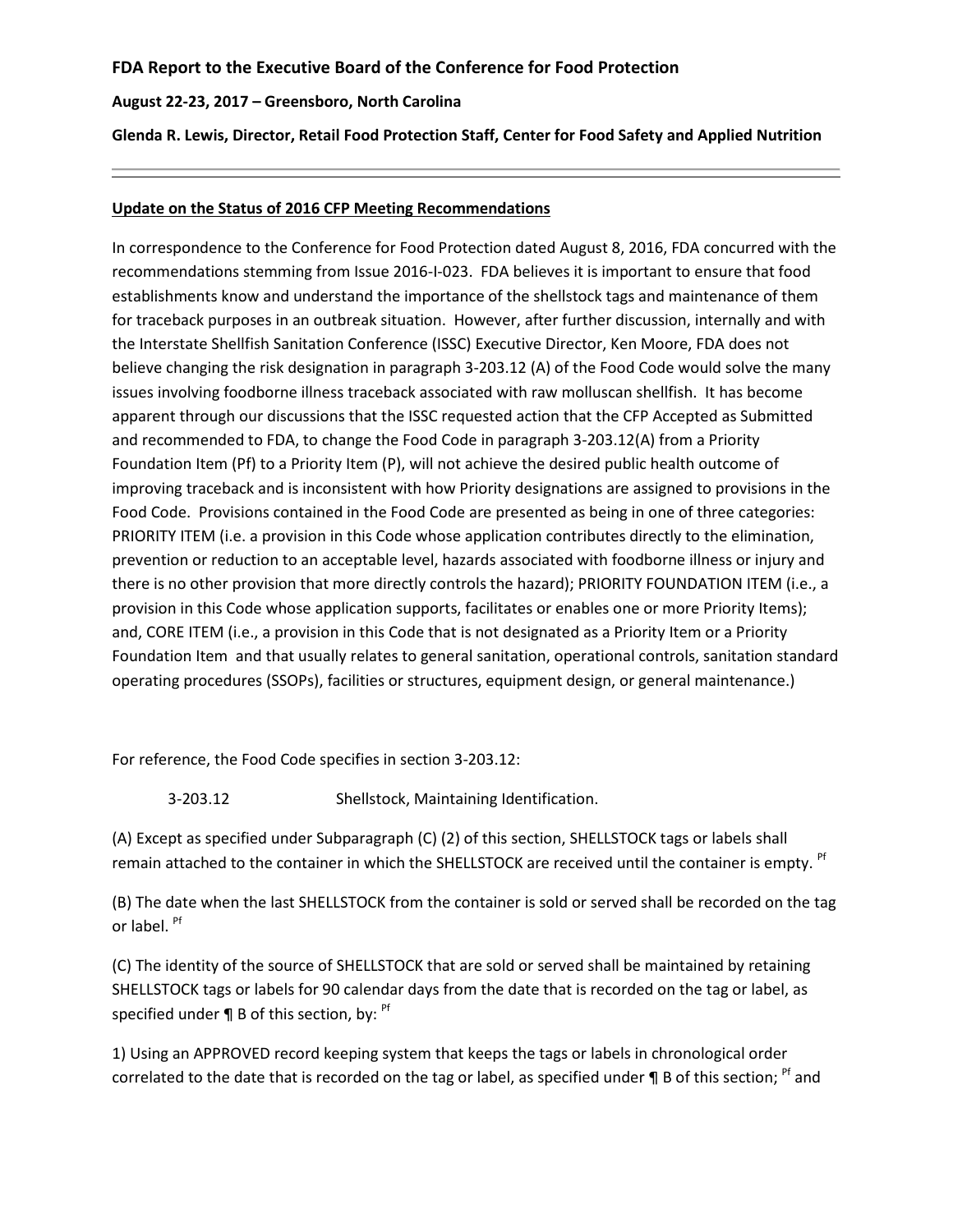**FDA Report to the Executive Board of the Conference for Food Protection**

**August 22-23, 2017 – Greensboro, North Carolina**

**Glenda R. Lewis, Director, Retail Food Protection Staff, Center for Food Safety and Applied Nutrition**

---

**Update on the Status of 2016 CFP Meeting Recommendations**

In correspondence to the Conference for Food Protection dated August 8, 2016, FDA concurred with the recommendations stemming from Issue 2016-I-023. FDA believes it is important to ensure that food establishments know and understand the importance of the shellstock tags and maintenance of them for traceback purposes in an outbreak situation. However, after further discussion, internally and with the Interstate Shellfish Sanitation Conference (ISSC) Executive Director, Ken Moore, FDA does not believe changing the risk designation in paragraph 3-203.12 (A) of the Food Code would solve the many issues involving foodborne illness traceback associated with raw molluscan shellfish. It has become apparent through our discussions that the ISSC requested action that the CFP Accepted as Submitted and recommended to FDA, to change the Food Code in paragraph 3-203.12(A) from a Priority Foundation Item (Pf) to a Priority Item (P), will not achieve the desired public health outcome of improving traceback and is inconsistent with how Priority designations are assigned to provisions in the Food Code. Provisions contained in the Food Code are presented as being in one of three categories: PRIORITY ITEM (i.e. a provision in this Code whose application contributes directly to the elimination, prevention or reduction to an acceptable level, hazards associated with foodborne illness or injury and there is no other provision that more directly controls the hazard); PRIORITY FOUNDATION ITEM (i.e., a provision in this Code whose application supports, facilitates or enables one or more Priority Items); and, CORE ITEM (i.e., a provision in this Code that is not designated as a Priority Item or a Priority Foundation Item and that usually relates to general sanitation, operational controls, sanitation standard operating procedures (SSOPs), facilities or structures, equipment design, or general maintenance.)

For reference, the Food Code specifies in section 3-203.12:

3-203.12 Shellstock, Maintaining Identification.

(A) Except as specified under Subparagraph (C) (2) of this section, SHELLSTOCK tags or labels shall remain attached to the container in which the SHELLSTOCK are received until the container is empty. [Pf]

(B) The date when the last SHELLSTOCK from the container is sold or served shall be recorded on the tag or label. [Pf]

(C) The identity of the source of SHELLSTOCK that are sold or served shall be maintained by retaining SHELLSTOCK tags or labels for 90 calendar days from the date that is recorded on the tag or label, as specified under ¶ B of this section, by: [Pf]

1) Using an APPROVED record keeping system that keeps the tags or labels in chronological order correlated to the date that is recorded on the tag or label, as specified under ¶ B of this section; [Pf] and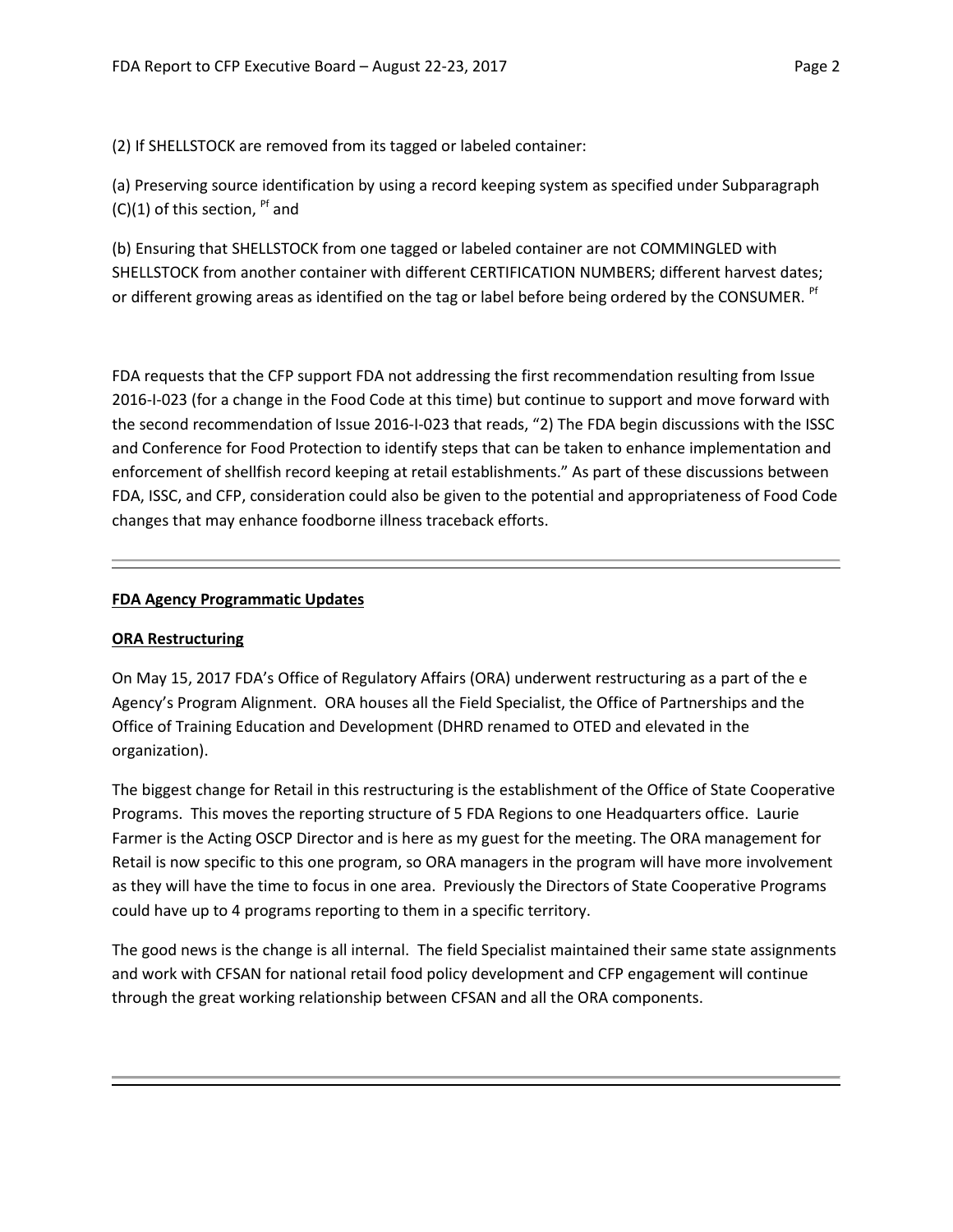(2) If SHELLSTOCK are removed from its tagged or labeled container:

(a) Preserving source identification by using a record keeping system as specified under Subparagraph (C)(1) of this section, [Pf] and

(b) Ensuring that SHELLSTOCK from one tagged or labeled container are not COMMINGLED with SHELLSTOCK from another container with different CERTIFICATION NUMBERS; different harvest dates; or different growing areas as identified on the tag or label before being ordered by the CONSUMER. [Pf]

FDA requests that the CFP support FDA not addressing the first recommendation resulting from Issue 2016-I-023 (for a change in the Food Code at this time) but continue to support and move forward with the second recommendation of Issue 2016-I-023 that reads, "2) The FDA begin discussions with the ISSC and Conference for Food Protection to identify steps that can be taken to enhance implementation and enforcement of shellfish record keeping at retail establishments." As part of these discussions between FDA, ISSC, and CFP, consideration could also be given to the potential and appropriateness of Food Code changes that may enhance foodborne illness traceback efforts.

---

**FDA Agency Programmatic Updates**

**ORA Restructuring**

On May 15, 2017 FDA's Office of Regulatory Affairs (ORA) underwent restructuring as a part of the e Agency's Program Alignment. ORA houses all the Field Specialist, the Office of Partnerships and the Office of Training Education and Development (DHRD renamed to OTED and elevated in the organization).

The biggest change for Retail in this restructuring is the establishment of the Office of State Cooperative Programs. This moves the reporting structure of 5 FDA Regions to one Headquarters office. Laurie Farmer is the Acting OSCP Director and is here as my guest for the meeting. The ORA management for Retail is now specific to this one program, so ORA managers in the program will have more involvement as they will have the time to focus in one area. Previously the Directors of State Cooperative Programs could have up to 4 programs reporting to them in a specific territory.

The good news is the change is all internal. The field Specialist maintained their same state assignments and work with CFSAN for national retail food policy development and CFP engagement will continue through the great working relationship between CFSAN and all the ORA components.

---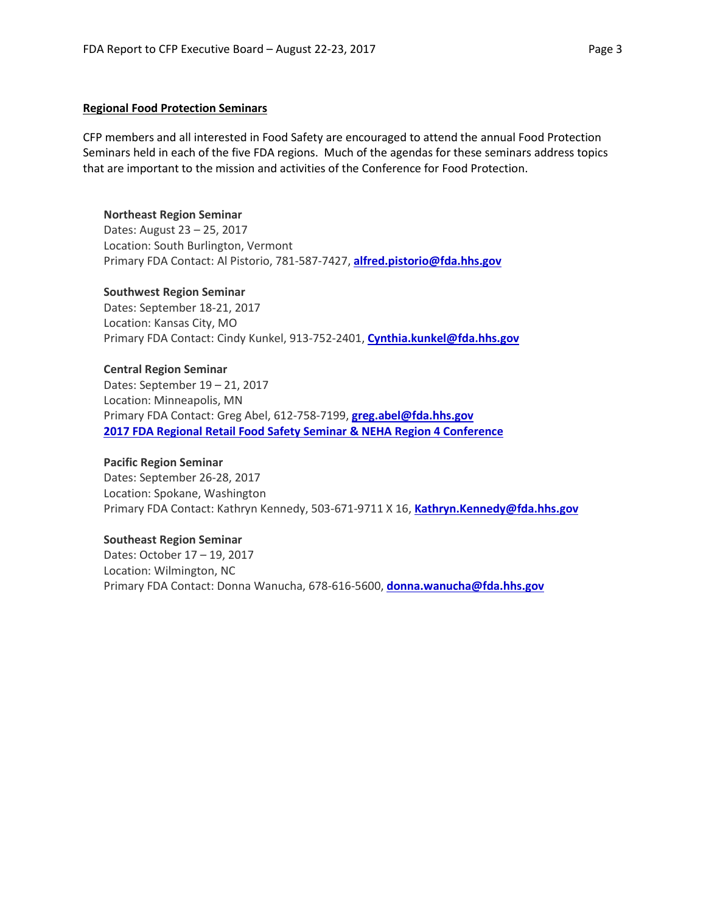## Regional Food Protection Seminars

CFP members and all interested in Food Safety are encouraged to attend the annual Food Protection Seminars held in each of the five FDA regions. Much of the agendas for these seminars address topics that are important to the mission and activities of the Conference for Food Protection.

**Northeast Region Seminar**
Dates: August 23 – 25, 2017
Location: South Burlington, Vermont
Primary FDA Contact: Al Pistorio, 781-587-7427, **alfred.pistorio@fda.hhs.gov**

**Southwest Region Seminar**
Dates: September 18-21, 2017
Location: Kansas City, MO
Primary FDA Contact: Cindy Kunkel, 913-752-2401, **Cynthia.kunkel@fda.hhs.gov**

**Central Region Seminar**
Dates: September 19 – 21, 2017
Location: Minneapolis, MN
Primary FDA Contact: Greg Abel, 612-758-7199, **greg.abel@fda.hhs.gov**
**2017 FDA Regional Retail Food Safety Seminar & NEHA Region 4 Conference**

**Pacific Region Seminar**
Dates: September 26-28, 2017
Location: Spokane, Washington
Primary FDA Contact: Kathryn Kennedy, 503-671-9711 X 16, **Kathryn.Kennedy@fda.hhs.gov**

**Southeast Region Seminar**
Dates: October 17 – 19, 2017
Location: Wilmington, NC
Primary FDA Contact: Donna Wanucha, 678-616-5600, **donna.wanucha@fda.hhs.gov**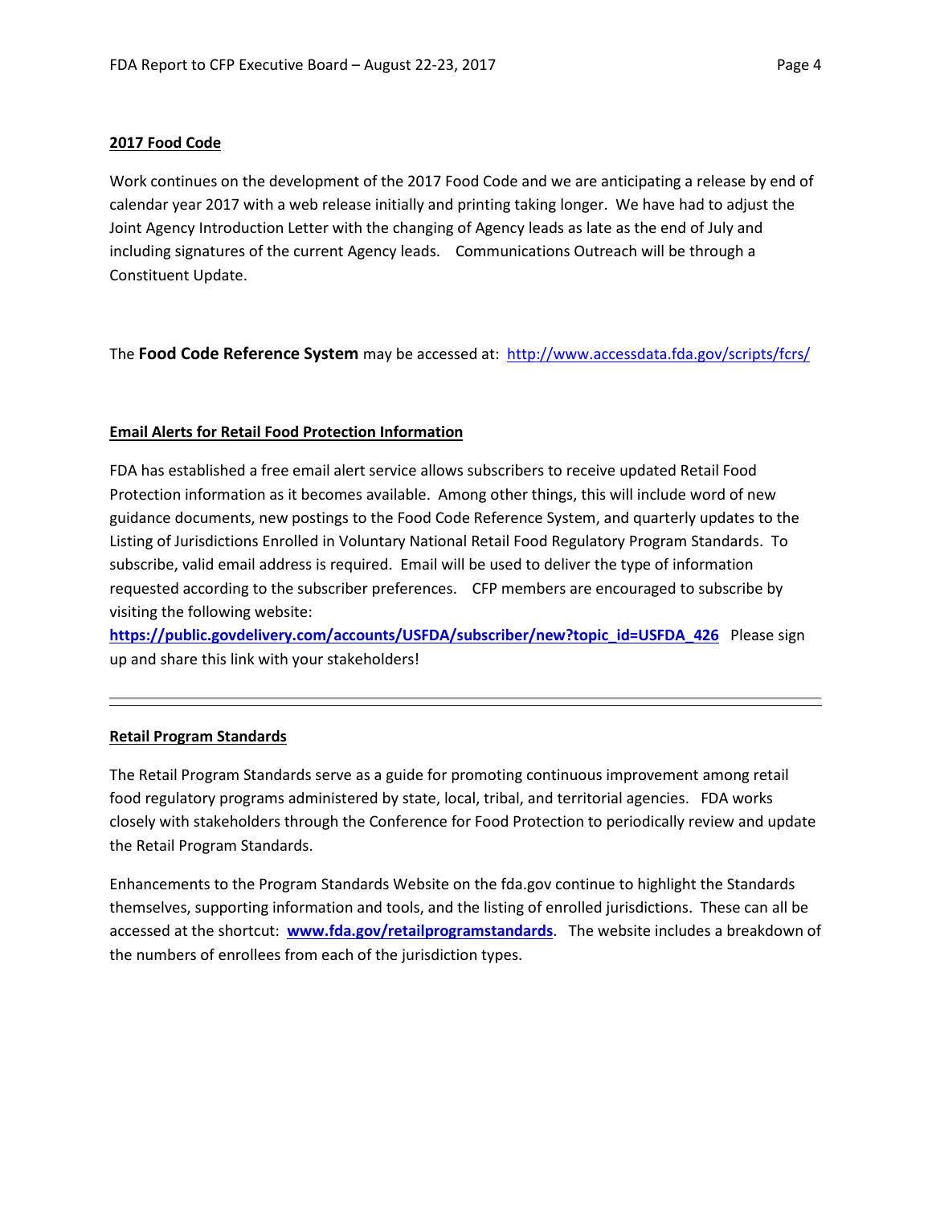**2017 Food Code**

Work continues on the development of the 2017 Food Code and we are anticipating a release by end of calendar year 2017 with a web release initially and printing taking longer. We have had to adjust the Joint Agency Introduction Letter with the changing of Agency leads as late as the end of July and including signatures of the current Agency leads. Communications Outreach will be through a Constituent Update.

The **Food Code Reference System** may be accessed at: http://www.accessdata.fda.gov/scripts/fcrs/

**Email Alerts for Retail Food Protection Information**

FDA has established a free email alert service allows subscribers to receive updated Retail Food Protection information as it becomes available. Among other things, this will include word of new guidance documents, new postings to the Food Code Reference System, and quarterly updates to the Listing of Jurisdictions Enrolled in Voluntary National Retail Food Regulatory Program Standards. To subscribe, valid email address is required. Email will be used to deliver the type of information requested according to the subscriber preferences. CFP members are encouraged to subscribe by visiting the following website:
**https://public.govdelivery.com/accounts/USFDA/subscriber/new?topic_id=USFDA_426** Please sign up and share this link with your stakeholders!

---

**Retail Program Standards**

The Retail Program Standards serve as a guide for promoting continuous improvement among retail food regulatory programs administered by state, local, tribal, and territorial agencies. FDA works closely with stakeholders through the Conference for Food Protection to periodically review and update the Retail Program Standards.

Enhancements to the Program Standards Website on the fda.gov continue to highlight the Standards themselves, supporting information and tools, and the listing of enrolled jurisdictions. These can all be accessed at the shortcut: **www.fda.gov/retailprogramstandards**. The website includes a breakdown of the numbers of enrollees from each of the jurisdiction types.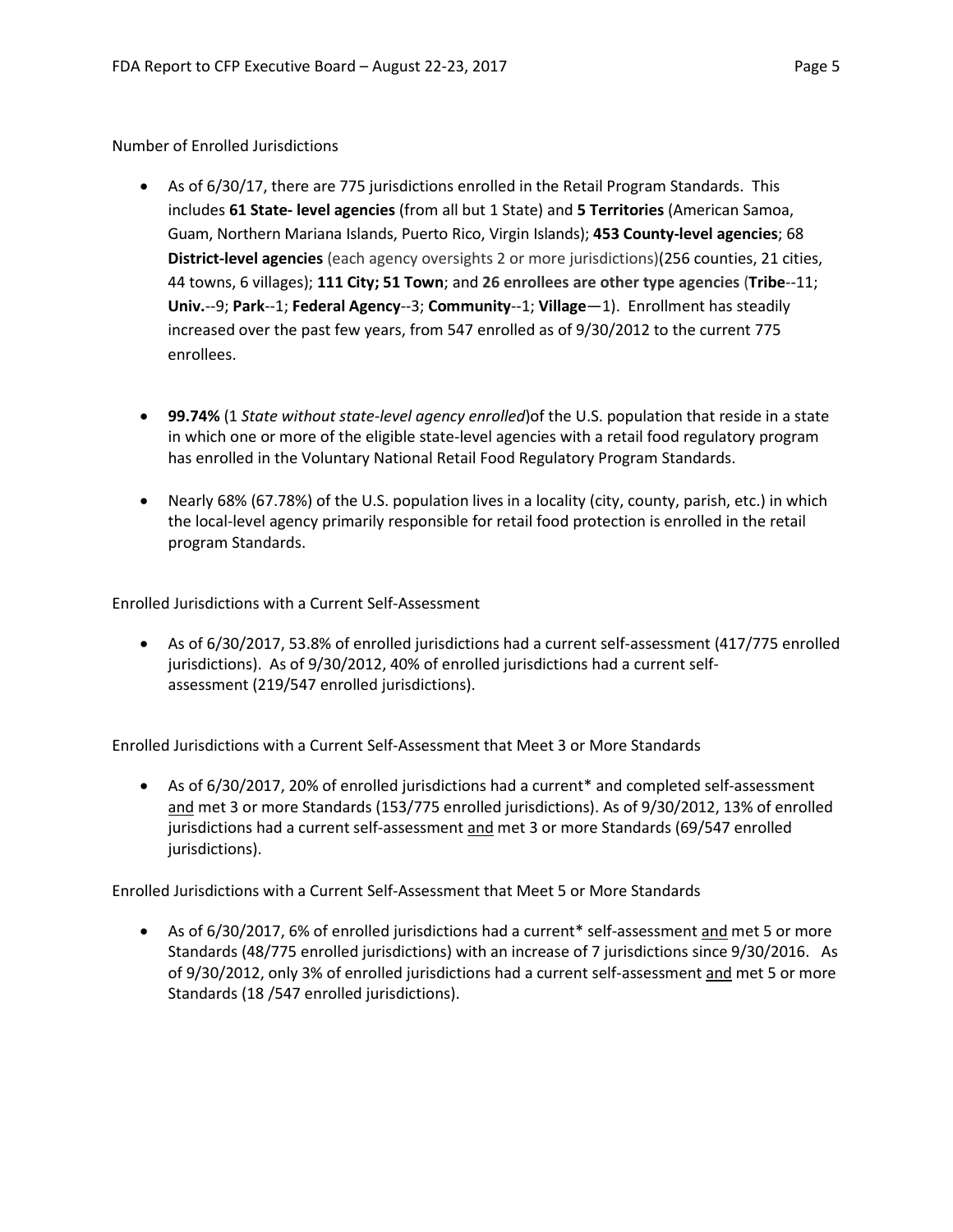Number of Enrolled Jurisdictions

- As of 6/30/17, there are 775 jurisdictions enrolled in the Retail Program Standards. This includes **61 State- level agencies** (from all but 1 State) and **5 Territories** (American Samoa, Guam, Northern Mariana Islands, Puerto Rico, Virgin Islands); **453 County-level agencies**; 68 **District-level agencies** (each agency oversights 2 or more jurisdictions)(256 counties, 21 cities, 44 towns, 6 villages); **111 City; 51 Town**; and **26 enrollees are other type agencies** (**Tribe**--11; **Univ.**--9; **Park**--1; **Federal Agency**--3; **Community**--1; **Village**—1). Enrollment has steadily increased over the past few years, from 547 enrolled as of 9/30/2012 to the current 775 enrollees.

- **99.74%** (1 *State without state-level agency enrolled*)of the U.S. population that reside in a state in which one or more of the eligible state-level agencies with a retail food regulatory program has enrolled in the Voluntary National Retail Food Regulatory Program Standards.

- Nearly 68% (67.78%) of the U.S. population lives in a locality (city, county, parish, etc.) in which the local-level agency primarily responsible for retail food protection is enrolled in the retail program Standards.

Enrolled Jurisdictions with a Current Self-Assessment

- As of 6/30/2017, 53.8% of enrolled jurisdictions had a current self-assessment (417/775 enrolled jurisdictions). As of 9/30/2012, 40% of enrolled jurisdictions had a current self-assessment (219/547 enrolled jurisdictions).

Enrolled Jurisdictions with a Current Self-Assessment that Meet 3 or More Standards

- As of 6/30/2017, 20% of enrolled jurisdictions had a current* and completed self-assessment and met 3 or more Standards (153/775 enrolled jurisdictions). As of 9/30/2012, 13% of enrolled jurisdictions had a current self-assessment and met 3 or more Standards (69/547 enrolled jurisdictions).

Enrolled Jurisdictions with a Current Self-Assessment that Meet 5 or More Standards

- As of 6/30/2017, 6% of enrolled jurisdictions had a current* self-assessment and met 5 or more Standards (48/775 enrolled jurisdictions) with an increase of 7 jurisdictions since 9/30/2016. As of 9/30/2012, only 3% of enrolled jurisdictions had a current self-assessment and met 5 or more Standards (18 /547 enrolled jurisdictions).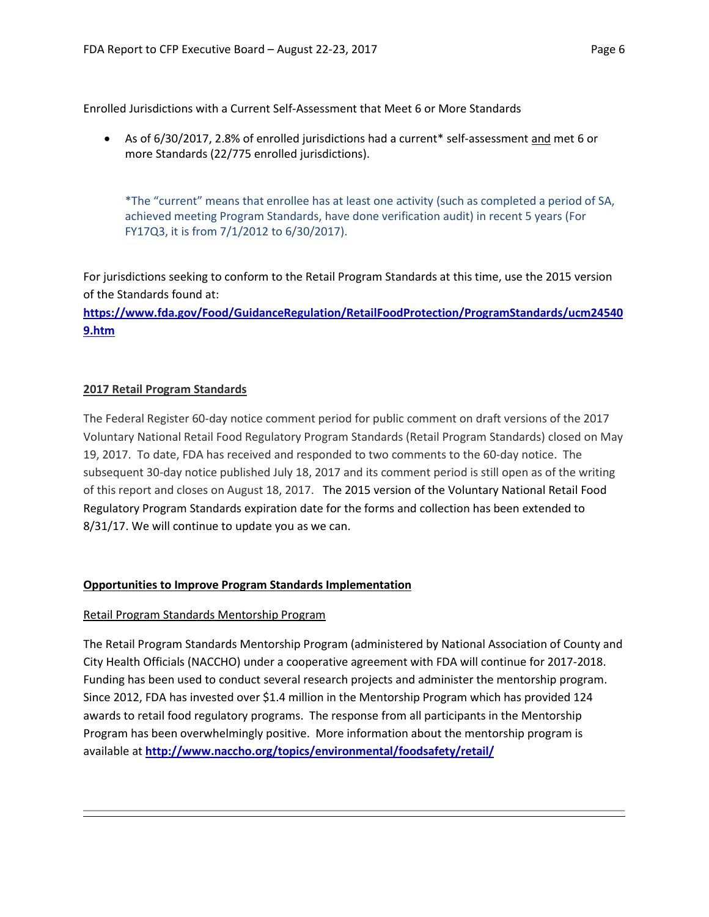Enrolled Jurisdictions with a Current Self-Assessment that Meet 6 or More Standards

- As of 6/30/2017, 2.8% of enrolled jurisdictions had a current* self-assessment and met 6 or more Standards (22/775 enrolled jurisdictions).

*The "current" means that enrollee has at least one activity (such as completed a period of SA, achieved meeting Program Standards, have done verification audit) in recent 5 years (For FY17Q3, it is from 7/1/2012 to 6/30/2017).

For jurisdictions seeking to conform to the Retail Program Standards at this time, use the 2015 version of the Standards found at:
**https://www.fda.gov/Food/GuidanceRegulation/RetailFoodProtection/ProgramStandards/ucm245409.htm**

## 2017 Retail Program Standards

The Federal Register 60-day notice comment period for public comment on draft versions of the 2017 Voluntary National Retail Food Regulatory Program Standards (Retail Program Standards) closed on May 19, 2017. To date, FDA has received and responded to two comments to the 60-day notice. The subsequent 30-day notice published July 18, 2017 and its comment period is still open as of the writing of this report and closes on August 18, 2017. The 2015 version of the Voluntary National Retail Food Regulatory Program Standards expiration date for the forms and collection has been extended to 8/31/17. We will continue to update you as we can.

## Opportunities to Improve Program Standards Implementation

### Retail Program Standards Mentorship Program

The Retail Program Standards Mentorship Program (administered by National Association of County and City Health Officials (NACCHO) under a cooperative agreement with FDA will continue for 2017-2018. Funding has been used to conduct several research projects and administer the mentorship program. Since 2012, FDA has invested over $1.4 million in the Mentorship Program which has provided 124 awards to retail food regulatory programs. The response from all participants in the Mentorship Program has been overwhelmingly positive. More information about the mentorship program is available at **http://www.naccho.org/topics/environmental/foodsafety/retail/**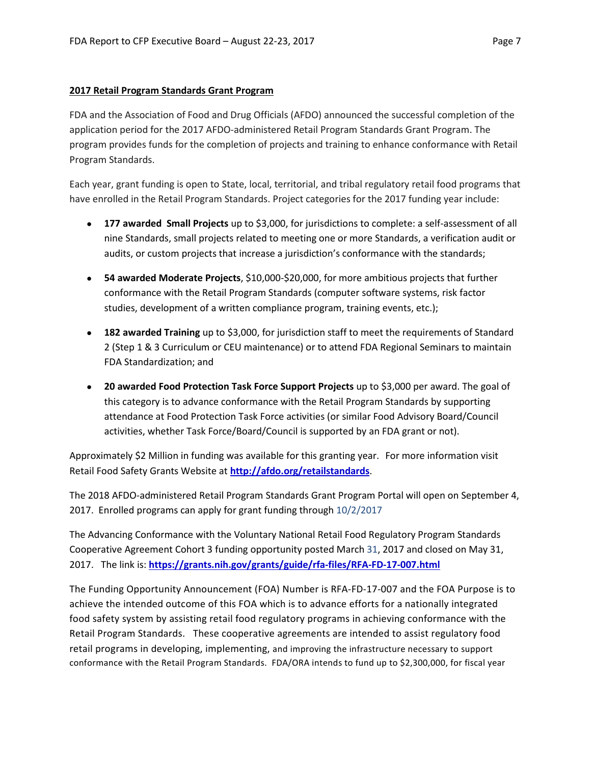**2017 Retail Program Standards Grant Program**

FDA and the Association of Food and Drug Officials (AFDO) announced the successful completion of the application period for the 2017 AFDO-administered Retail Program Standards Grant Program. The program provides funds for the completion of projects and training to enhance conformance with Retail Program Standards.

Each year, grant funding is open to State, local, territorial, and tribal regulatory retail food programs that have enrolled in the Retail Program Standards. Project categories for the 2017 funding year include:

- **177 awarded Small Projects** up to $3,000, for jurisdictions to complete: a self-assessment of all nine Standards, small projects related to meeting one or more Standards, a verification audit or audits, or custom projects that increase a jurisdiction's conformance with the standards;
- **54 awarded Moderate Projects**, $10,000-$20,000, for more ambitious projects that further conformance with the Retail Program Standards (computer software systems, risk factor studies, development of a written compliance program, training events, etc.);
- **182 awarded Training** up to $3,000, for jurisdiction staff to meet the requirements of Standard 2 (Step 1 & 3 Curriculum or CEU maintenance) or to attend FDA Regional Seminars to maintain FDA Standardization; and
- **20 awarded Food Protection Task Force Support Projects** up to $3,000 per award. The goal of this category is to advance conformance with the Retail Program Standards by supporting attendance at Food Protection Task Force activities (or similar Food Advisory Board/Council activities, whether Task Force/Board/Council is supported by an FDA grant or not).

Approximately $2 Million in funding was available for this granting year. For more information visit Retail Food Safety Grants Website at **http://afdo.org/retailstandards**.

The 2018 AFDO-administered Retail Program Standards Grant Program Portal will open on September 4, 2017. Enrolled programs can apply for grant funding through 10/2/2017

The Advancing Conformance with the Voluntary National Retail Food Regulatory Program Standards Cooperative Agreement Cohort 3 funding opportunity posted March 31, 2017 and closed on May 31, 2017. The link is: **https://grants.nih.gov/grants/guide/rfa-files/RFA-FD-17-007.html**

The Funding Opportunity Announcement (FOA) Number is RFA-FD-17-007 and the FOA Purpose is to achieve the intended outcome of this FOA which is to advance efforts for a nationally integrated food safety system by assisting retail food regulatory programs in achieving conformance with the Retail Program Standards. These cooperative agreements are intended to assist regulatory food retail programs in developing, implementing, and improving the infrastructure necessary to support conformance with the Retail Program Standards. FDA/ORA intends to fund up to $2,300,000, for fiscal year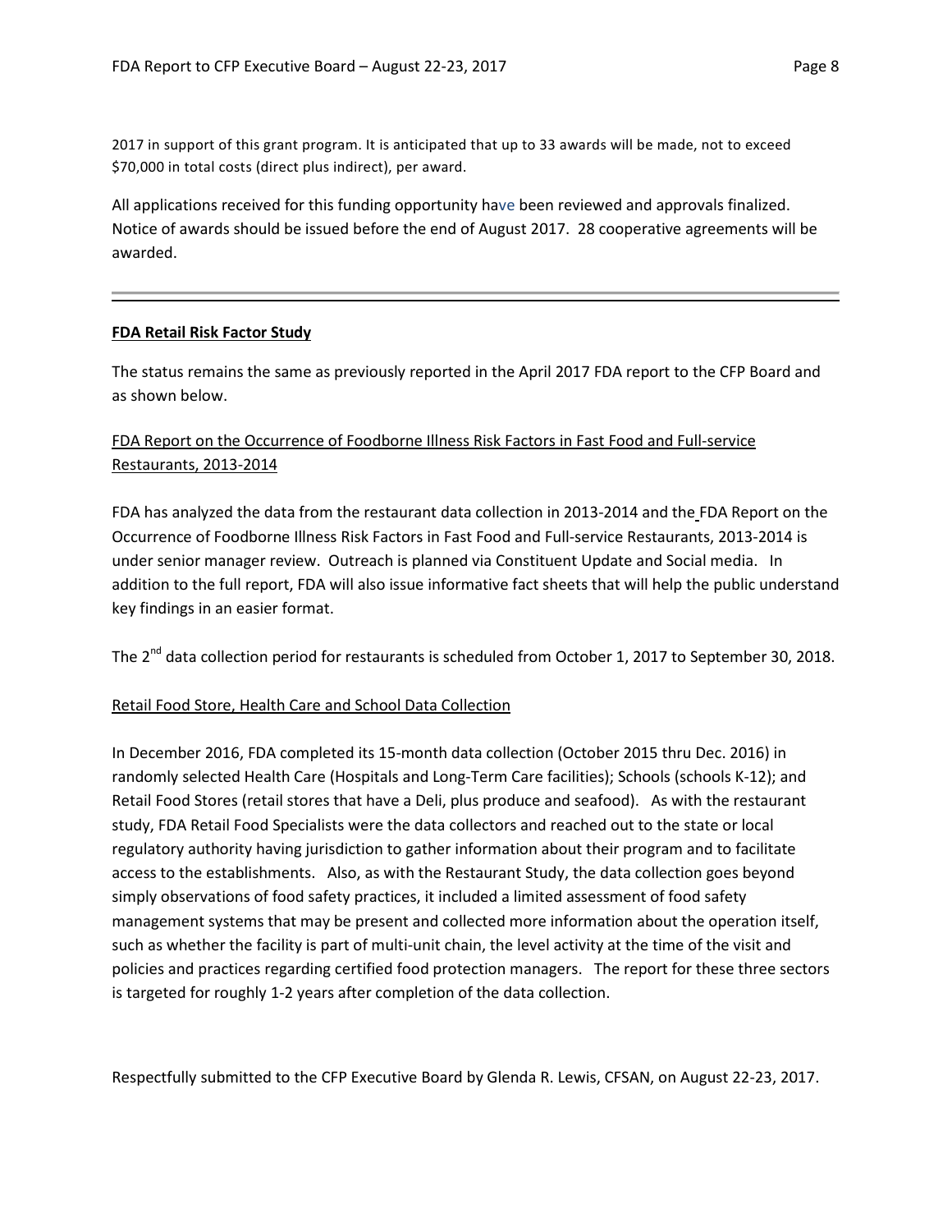2017 in support of this grant program. It is anticipated that up to 33 awards will be made, not to exceed $70,000 in total costs (direct plus indirect), per award.

All applications received for this funding opportunity have been reviewed and approvals finalized. Notice of awards should be issued before the end of August 2017. 28 cooperative agreements will be awarded.

---

## **FDA Retail Risk Factor Study**

The status remains the same as previously reported in the April 2017 FDA report to the CFP Board and as shown below.

### FDA Report on the Occurrence of Foodborne Illness Risk Factors in Fast Food and Full-service Restaurants, 2013-2014

FDA has analyzed the data from the restaurant data collection in 2013-2014 and the FDA Report on the Occurrence of Foodborne Illness Risk Factors in Fast Food and Full-service Restaurants, 2013-2014 is under senior manager review. Outreach is planned via Constituent Update and Social media. In addition to the full report, FDA will also issue informative fact sheets that will help the public understand key findings in an easier format.

The 2nd data collection period for restaurants is scheduled from October 1, 2017 to September 30, 2018.

### Retail Food Store, Health Care and School Data Collection

In December 2016, FDA completed its 15-month data collection (October 2015 thru Dec. 2016) in randomly selected Health Care (Hospitals and Long-Term Care facilities); Schools (schools K-12); and Retail Food Stores (retail stores that have a Deli, plus produce and seafood). As with the restaurant study, FDA Retail Food Specialists were the data collectors and reached out to the state or local regulatory authority having jurisdiction to gather information about their program and to facilitate access to the establishments. Also, as with the Restaurant Study, the data collection goes beyond simply observations of food safety practices, it included a limited assessment of food safety management systems that may be present and collected more information about the operation itself, such as whether the facility is part of multi-unit chain, the level activity at the time of the visit and policies and practices regarding certified food protection managers. The report for these three sectors is targeted for roughly 1-2 years after completion of the data collection.

Respectfully submitted to the CFP Executive Board by Glenda R. Lewis, CFSAN, on August 22-23, 2017.